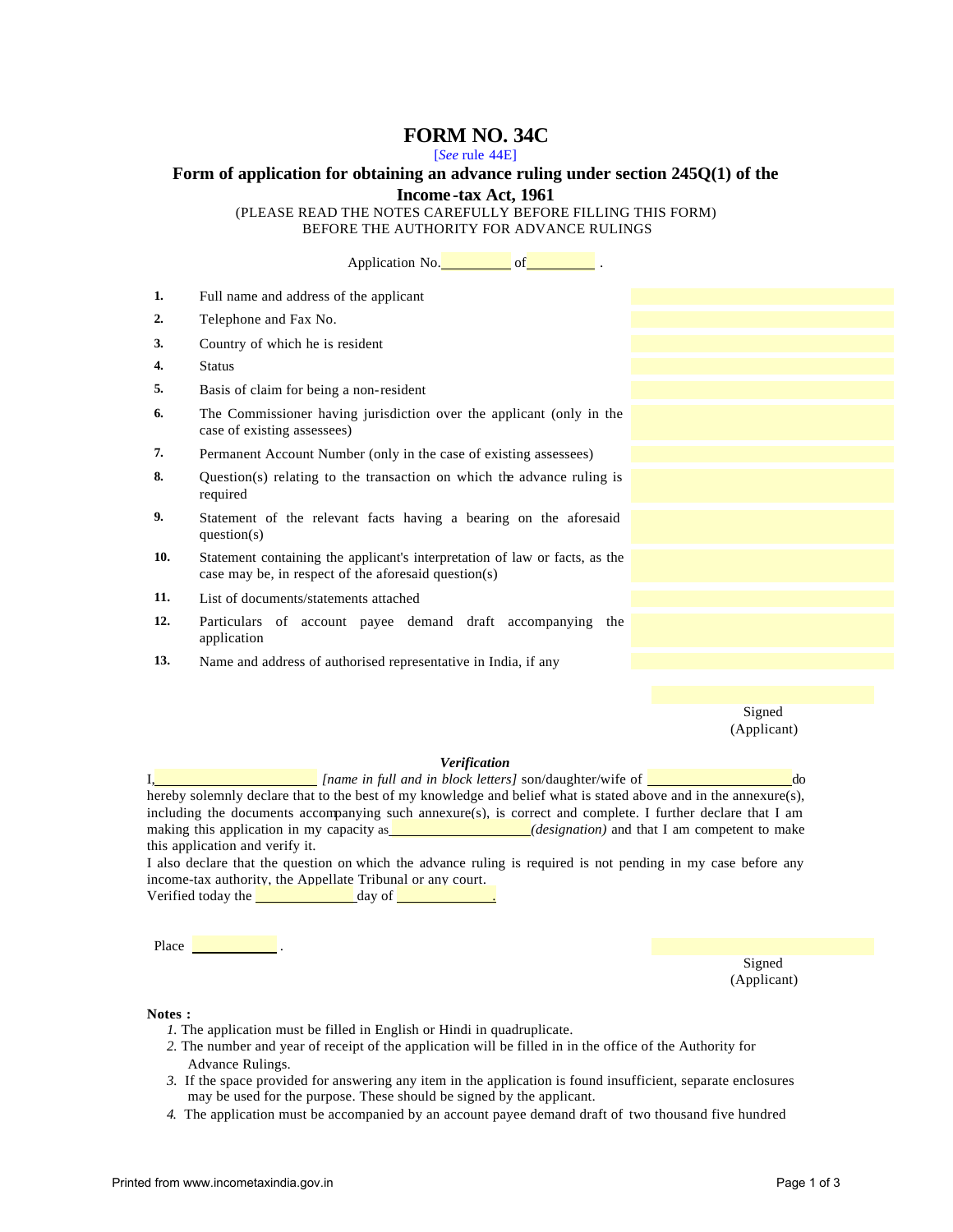# FORM NO. 34C

[*See* rule 44E]

## Form of application for obtaining an advance ruling under section 245Q(1) of the Income-tax Act, 1961

(PLEASE READ THE NOTES CAREFULLY BEFORE FILLING THIS FORM)

BEFORE THE AUTHORITY FOR ADVANCE RULINGS

Application No.__________ of__________ .

| | | |
|---|---|---|
| **1.** | Full name and address of the applicant | |
| **2.** | Telephone and Fax No. | |
| **3.** | Country of which he is resident | |
| **4.** | Status | |
| **5.** | Basis of claim for being a non-resident | |
| **6.** | The Commissioner having jurisdiction over the applicant (only in the case of existing assessees) | |
| **7.** | Permanent Account Number (only in the case of existing assessees) | |
| **8.** | Question(s) relating to the transaction on which the advance ruling is required | |
| **9.** | Statement of the relevant facts having a bearing on the aforesaid question(s) | |
| **10.** | Statement containing the applicant's interpretation of law or facts, as the case may be, in respect of the aforesaid question(s) | |
| **11.** | List of documents/statements attached | |
| **12.** | Particulars of account payee demand draft accompanying the application | |
| **13.** | Name and address of authorised representative in India, if any | |

Signed
(Applicant)

***Verification***

I,______________________ *[name in full and in block letters]* son/daughter/wife of ____________________do hereby solemnly declare that to the best of my knowledge and belief what is stated above and in the annexure(s), including the documents accompanying such annexure(s), is correct and complete. I further declare that I am making this application in my capacity as____________________*(designation)* and that I am competent to make this application and verify it.

I also declare that the question on which the advance ruling is required is not pending in my case before any income-tax authority, the Appellate Tribunal or any court.

Verified today the ______________day of ______________.

Place ____________ .

Signed
(Applicant)

**Notes :**

1. The application must be filled in English or Hindi in quadruplicate.
2. The number and year of receipt of the application will be filled in in the office of the Authority for Advance Rulings.
3. If the space provided for answering any item in the application is found insufficient, separate enclosures may be used for the purpose. These should be signed by the applicant.
4. The application must be accompanied by an account payee demand draft of two thousand five hundred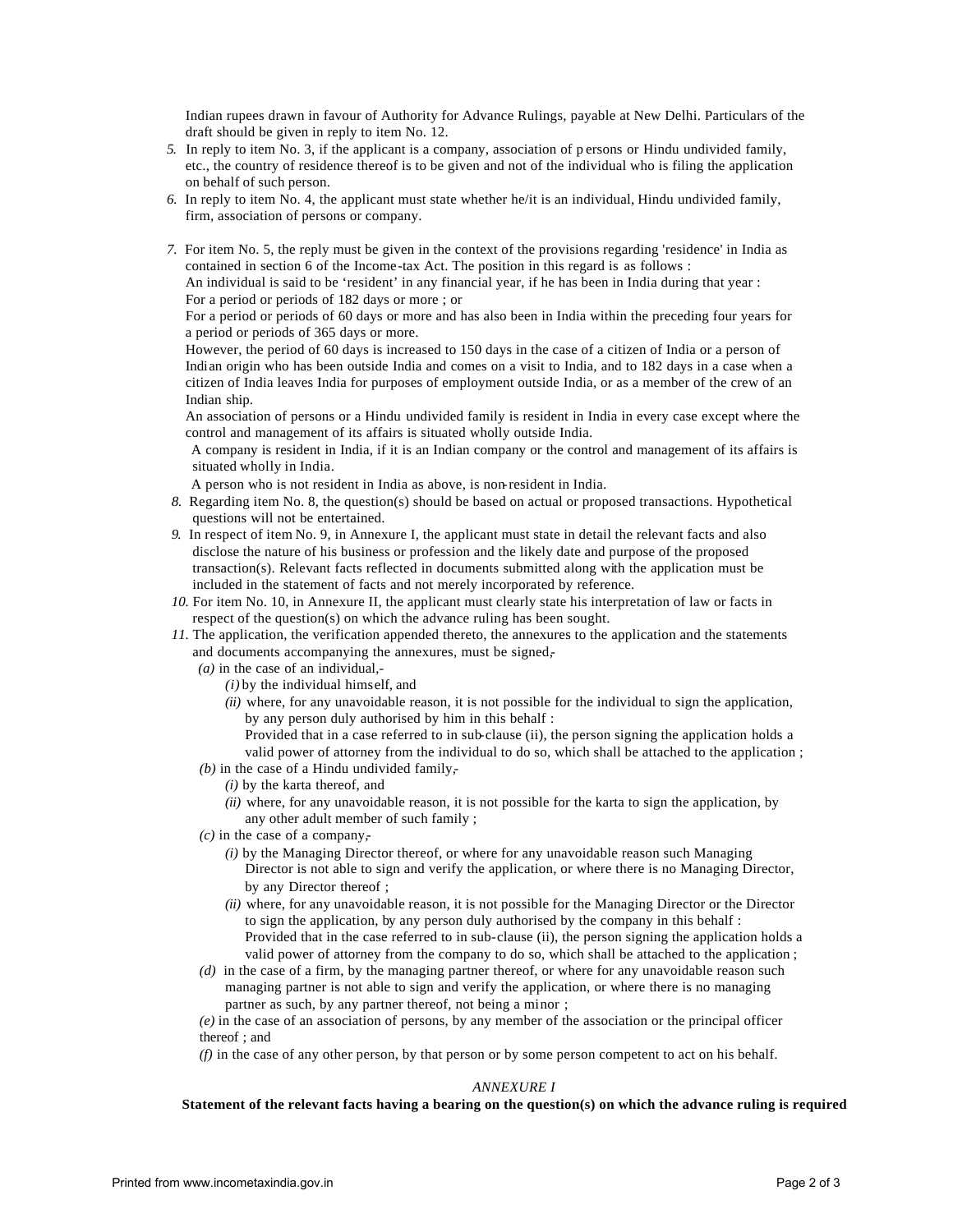Indian rupees drawn in favour of Authority for Advance Rulings, payable at New Delhi. Particulars of the draft should be given in reply to item No. 12.

*5.* In reply to item No. 3, if the applicant is a company, association of persons or Hindu undivided family, etc., the country of residence thereof is to be given and not of the individual who is filing the application on behalf of such person.

*6.* In reply to item No. 4, the applicant must state whether he/it is an individual, Hindu undivided family, firm, association of persons or company.

*7.* For item No. 5, the reply must be given in the context of the provisions regarding 'residence' in India as contained in section 6 of the Income-tax Act. The position in this regard is as follows :

An individual is said to be 'resident' in any financial year, if he has been in India during that year :

For a period or periods of 182 days or more ; or

For a period or periods of 60 days or more and has also been in India within the preceding four years for a period or periods of 365 days or more.

However, the period of 60 days is increased to 150 days in the case of a citizen of India or a person of Indian origin who has been outside India and comes on a visit to India, and to 182 days in a case when a citizen of India leaves India for purposes of employment outside India, or as a member of the crew of an Indian ship.

An association of persons or a Hindu undivided family is resident in India in every case except where the control and management of its affairs is situated wholly outside India.

A company is resident in India, if it is an Indian company or the control and management of its affairs is situated wholly in India.

A person who is not resident in India as above, is non-resident in India.

*8.* Regarding item No. 8, the question(s) should be based on actual or proposed transactions. Hypothetical questions will not be entertained.

*9.* In respect of item No. 9, in Annexure I, the applicant must state in detail the relevant facts and also disclose the nature of his business or profession and the likely date and purpose of the proposed transaction(s). Relevant facts reflected in documents submitted along with the application must be included in the statement of facts and not merely incorporated by reference.

*10.* For item No. 10, in Annexure II, the applicant must clearly state his interpretation of law or facts in respect of the question(s) on which the advance ruling has been sought.

*11.* The application, the verification appended thereto, the annexures to the application and the statements and documents accompanying the annexures, must be signed,-

*(a)* in the case of an individual,-

*(i)* by the individual himself, and

*(ii)* where, for any unavoidable reason, it is not possible for the individual to sign the application, by any person duly authorised by him in this behalf :

Provided that in a case referred to in sub-clause (ii), the person signing the application holds a valid power of attorney from the individual to do so, which shall be attached to the application ;

*(b)* in the case of a Hindu undivided family,-

*(i)* by the karta thereof, and

*(ii)* where, for any unavoidable reason, it is not possible for the karta to sign the application, by any other adult member of such family ;

*(c)* in the case of a company,-

*(i)* by the Managing Director thereof, or where for any unavoidable reason such Managing Director is not able to sign and verify the application, or where there is no Managing Director, by any Director thereof ;

*(ii)* where, for any unavoidable reason, it is not possible for the Managing Director or the Director to sign the application, by any person duly authorised by the company in this behalf :

Provided that in the case referred to in sub-clause (ii), the person signing the application holds a valid power of attorney from the company to do so, which shall be attached to the application ;

*(d)* in the case of a firm, by the managing partner thereof, or where for any unavoidable reason such managing partner is not able to sign and verify the application, or where there is no managing partner as such, by any partner thereof, not being a minor ;

*(e)* in the case of an association of persons, by any member of the association or the principal officer thereof ; and

*(f)* in the case of any other person, by that person or by some person competent to act on his behalf.

*ANNEXURE I*

**Statement of the relevant facts having a bearing on the question(s) on which the advance ruling is required**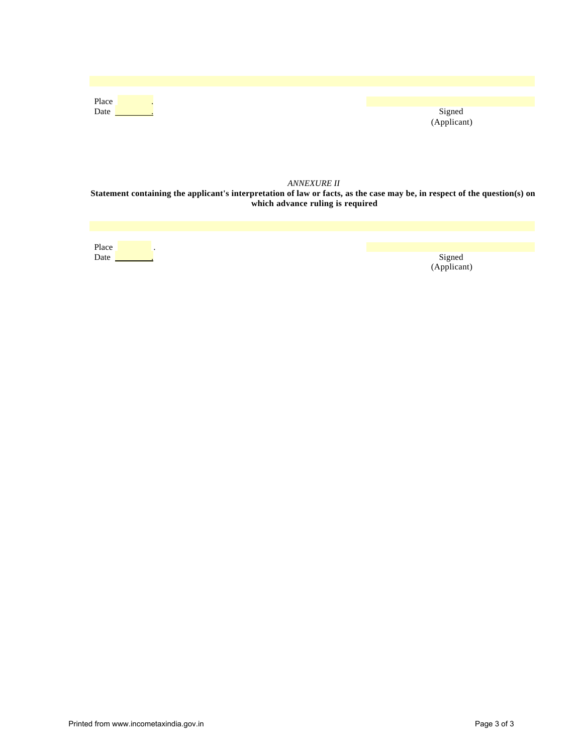Place .
Date .

Signed
(Applicant)

*ANNEXURE II*

**Statement containing the applicant's interpretation of law or facts, as the case may be, in respect of the question(s) on which advance ruling is required**

Place .
Date .

Signed
(Applicant)